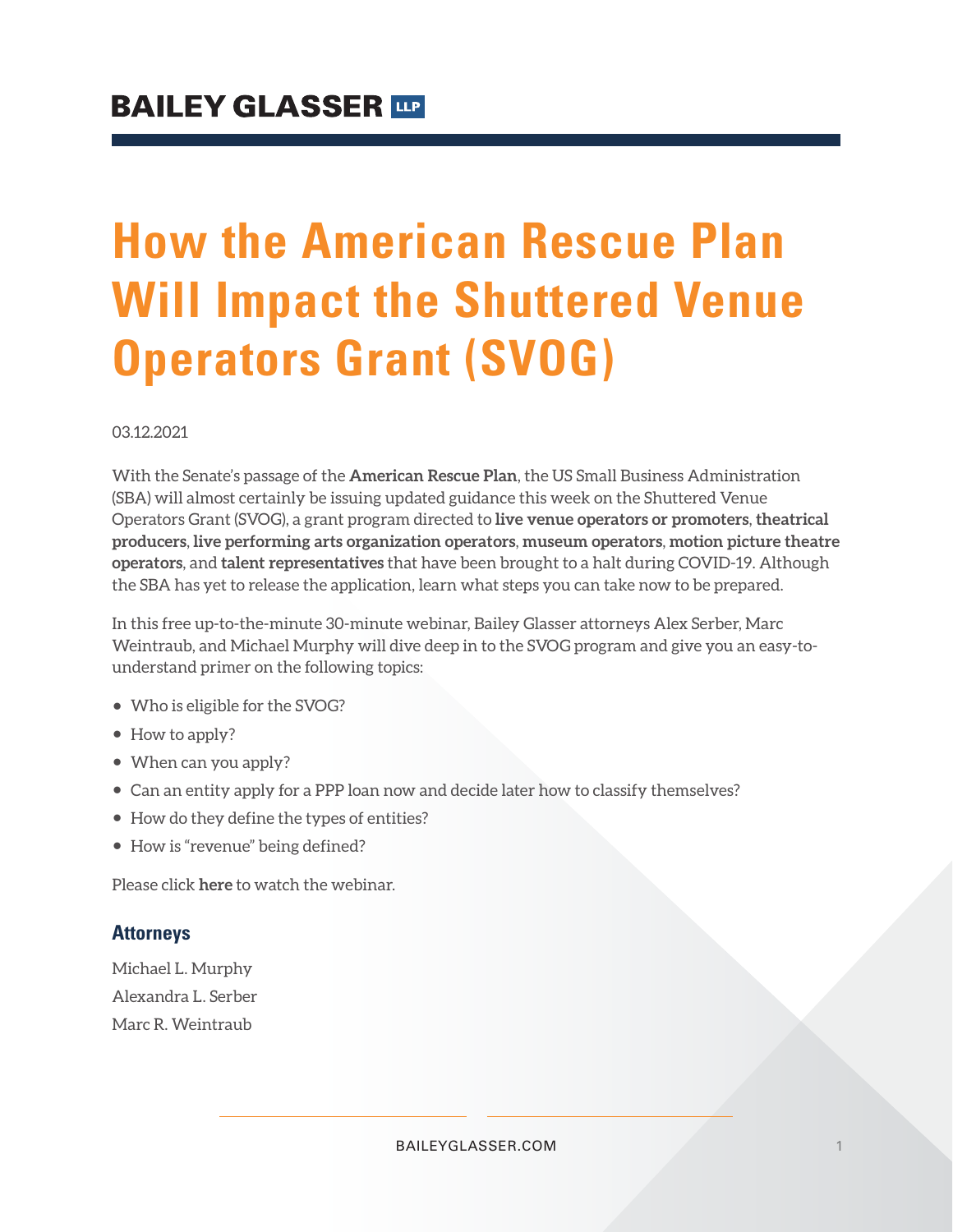# How the American Rescue Plan Will Impact the Shuttered Venue Operators Grant (SVOG)

03.12.2021

With the Senate's passage of the **American Rescue Plan**, the US Small Business Administration (SBA) will almost certainly be issuing updated guidance this week on the Shuttered Venue Operators Grant (SVOG), a grant program directed to **live venue operators or promoters**, **theatrical producers**, **live performing arts organization operators**, **museum operators**, **motion picture theatre operators**, and **talent representatives** that have been brought to a halt during COVID-19. Although the SBA has yet to release the application, learn what steps you can take now to be prepared.

In this free up-to-the-minute 30-minute webinar, Bailey Glasser attorneys Alex Serber, Marc Weintraub, and Michael Murphy will dive deep in to the SVOG program and give you an easy-to-understand primer on the following topics:

- Who is eligible for the SVOG?
- How to apply?
- When can you apply?
- Can an entity apply for a PPP loan now and decide later how to classify themselves?
- How do they define the types of entities?
- How is "revenue" being defined?

Please click **here** to watch the webinar.

### Attorneys

Michael L. Murphy

Alexandra L. Serber

Marc R. Weintraub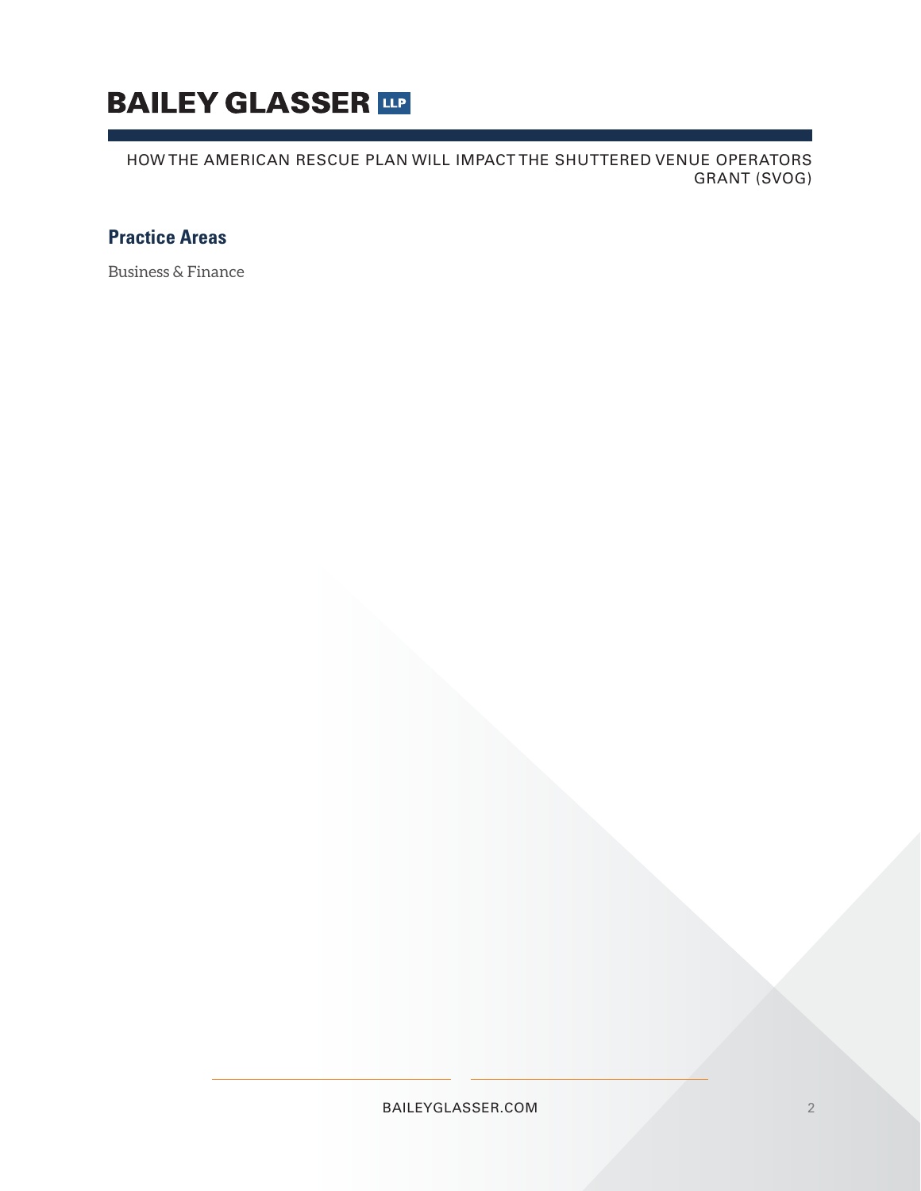## Practice Areas

Business & Finance